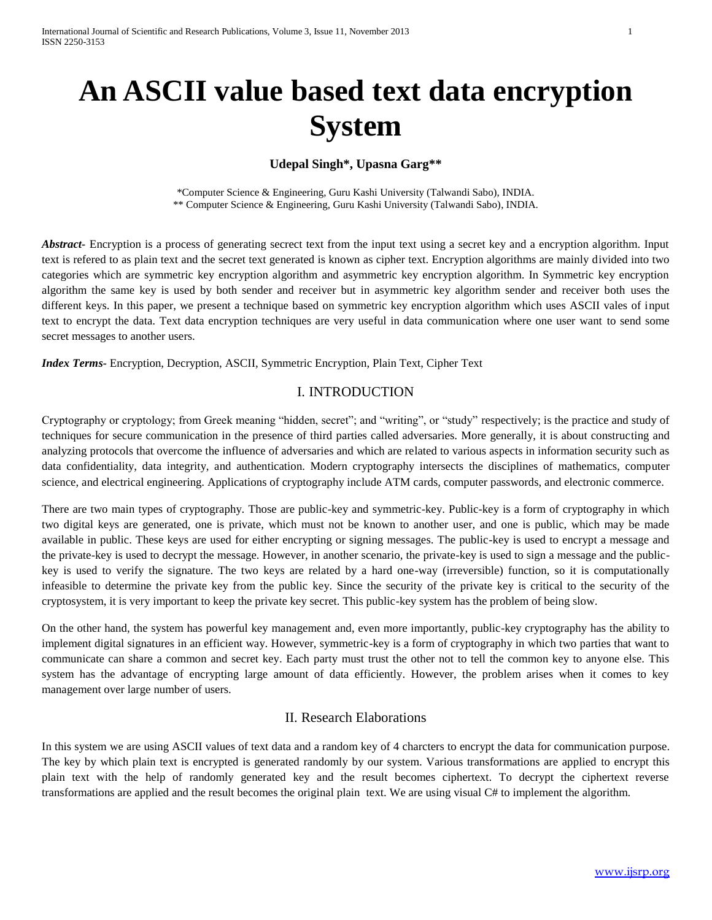# An ASCII value based text data encryption System

**Udepal Singh\*, Upasna Garg\*\***

\*Computer Science & Engineering, Guru Kashi University (Talwandi Sabo), INDIA.
\*\* Computer Science & Engineering, Guru Kashi University (Talwandi Sabo), INDIA.

***Abstract-*** Encryption is a process of generating secrect text from the input text using a secret key and a encryption algorithm. Input text is refered to as plain text and the secret text generated is known as cipher text. Encryption algorithms are mainly divided into two categories which are symmetric key encryption algorithm and asymmetric key encryption algorithm. In Symmetric key encryption algorithm the same key is used by both sender and receiver but in asymmetric key algorithm sender and receiver both uses the different keys. In this paper, we present a technique based on symmetric key encryption algorithm which uses ASCII vales of input text to encrypt the data. Text data encryption techniques are very useful in data communication where one user want to send some secret messages to another users.

***Index Terms-*** Encryption, Decryption, ASCII, Symmetric Encryption, Plain Text, Cipher Text

## I. INTRODUCTION

Cryptography or cryptology; from Greek meaning "hidden, secret"; and "writing", or "study" respectively; is the practice and study of techniques for secure communication in the presence of third parties called adversaries. More generally, it is about constructing and analyzing protocols that overcome the influence of adversaries and which are related to various aspects in information security such as data confidentiality, data integrity, and authentication. Modern cryptography intersects the disciplines of mathematics, computer science, and electrical engineering. Applications of cryptography include ATM cards, computer passwords, and electronic commerce.

There are two main types of cryptography. Those are public-key and symmetric-key. Public-key is a form of cryptography in which two digital keys are generated, one is private, which must not be known to another user, and one is public, which may be made available in public. These keys are used for either encrypting or signing messages. The public-key is used to encrypt a message and the private-key is used to decrypt the message. However, in another scenario, the private-key is used to sign a message and the public-key is used to verify the signature. The two keys are related by a hard one-way (irreversible) function, so it is computationally infeasible to determine the private key from the public key. Since the security of the private key is critical to the security of the cryptosystem, it is very important to keep the private key secret. This public-key system has the problem of being slow.

On the other hand, the system has powerful key management and, even more importantly, public-key cryptography has the ability to implement digital signatures in an efficient way. However, symmetric-key is a form of cryptography in which two parties that want to communicate can share a common and secret key. Each party must trust the other not to tell the common key to anyone else. This system has the advantage of encrypting large amount of data efficiently. However, the problem arises when it comes to key management over large number of users.

## II. Research Elaborations

In this system we are using ASCII values of text data and a random key of 4 charcters to encrypt the data for communication purpose. The key by which plain text is encrypted is generated randomly by our system. Various transformations are applied to encrypt this plain text with the help of randomly generated key and the result becomes ciphertext. To decrypt the ciphertext reverse transformations are applied and the result becomes the original plain text. We are using visual C# to implement the algorithm.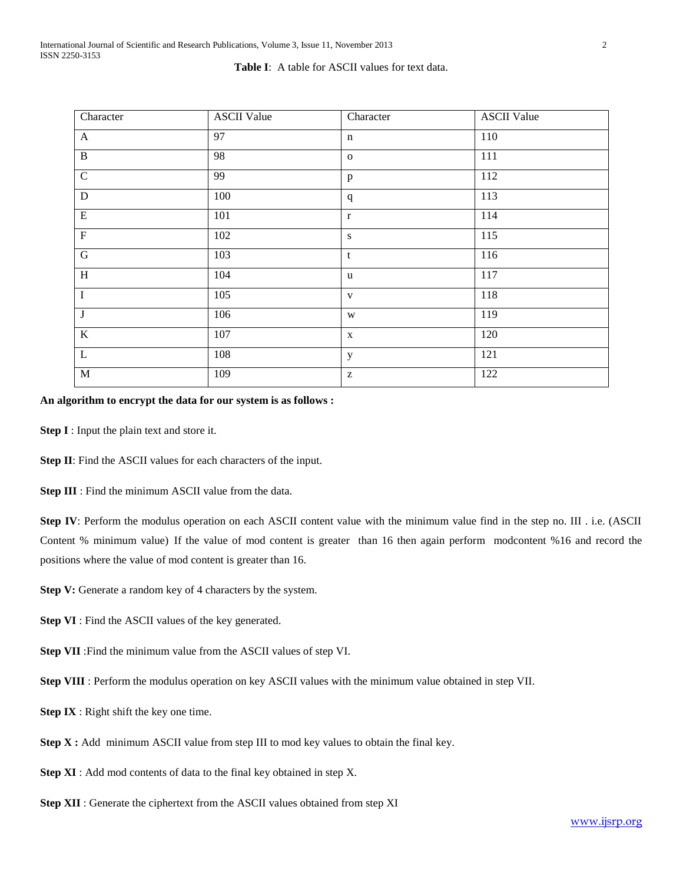**Table I**: A table for ASCII values for text data.

| Character | ASCII Value | Character | ASCII Value |
|---|---|---|---|
| A | 97 | n | 110 |
| B | 98 | o | 111 |
| C | 99 | p | 112 |
| D | 100 | q | 113 |
| E | 101 | r | 114 |
| F | 102 | s | 115 |
| G | 103 | t | 116 |
| H | 104 | u | 117 |
| I | 105 | v | 118 |
| J | 106 | w | 119 |
| K | 107 | x | 120 |
| L | 108 | y | 121 |
| M | 109 | z | 122 |

**An algorithm to encrypt the data for our system is as follows :**

**Step I** : Input the plain text and store it.

**Step II**: Find the ASCII values for each characters of the input.

**Step III** : Find the minimum ASCII value from the data.

**Step IV**: Perform the modulus operation on each ASCII content value with the minimum value find in the step no. III . i.e. (ASCII Content % minimum value) If the value of mod content is greater than 16 then again perform modcontent %16 and record the positions where the value of mod content is greater than 16.

**Step V:** Generate a random key of 4 characters by the system.

**Step VI** : Find the ASCII values of the key generated.

**Step VII** :Find the minimum value from the ASCII values of step VI.

**Step VIII** : Perform the modulus operation on key ASCII values with the minimum value obtained in step VII.

**Step IX** : Right shift the key one time.

**Step X :** Add minimum ASCII value from step III to mod key values to obtain the final key.

**Step XI** : Add mod contents of data to the final key obtained in step X.

**Step XII** : Generate the ciphertext from the ASCII values obtained from step XI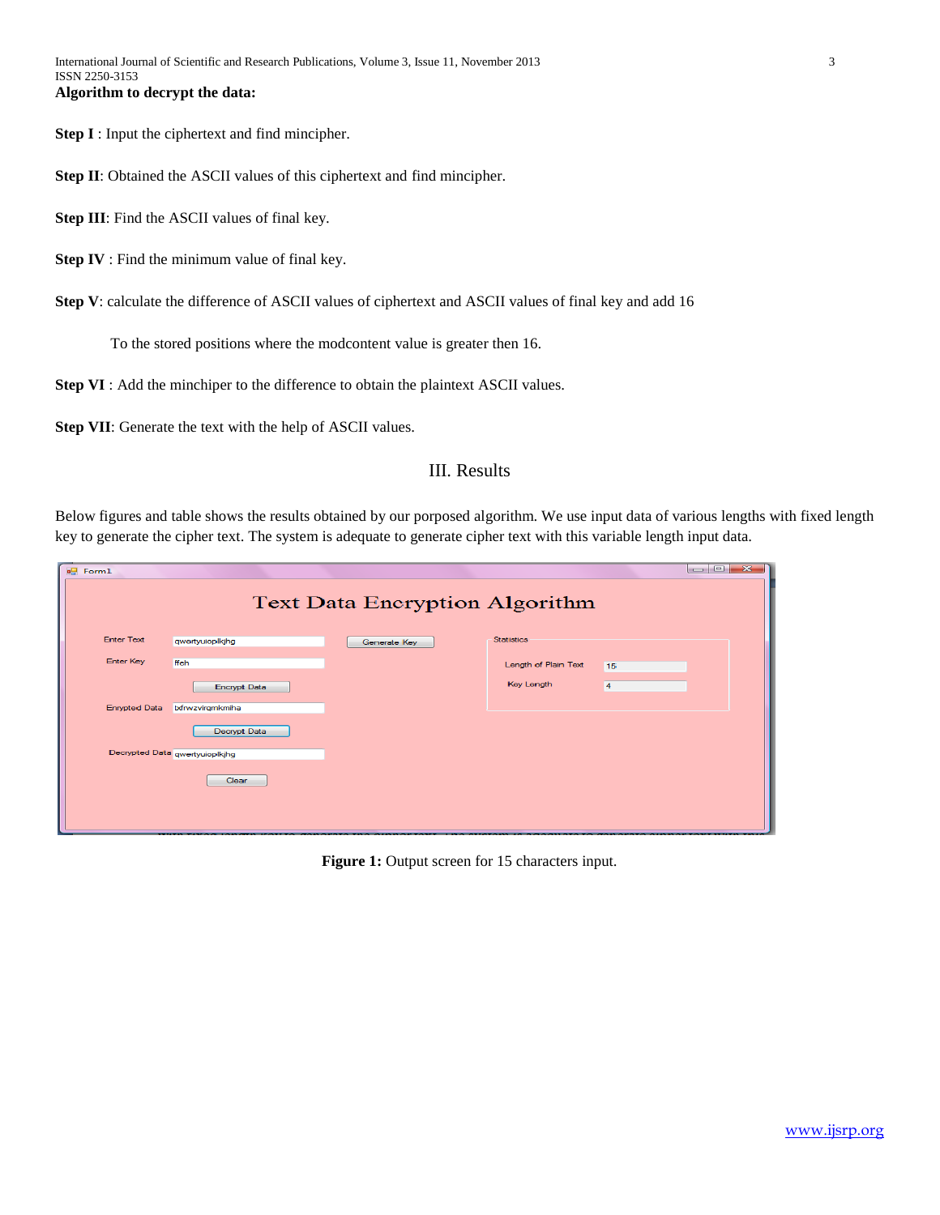**Algorithm to decrypt the data:**

**Step I** : Input the ciphertext and find mincipher.

**Step II**: Obtained the ASCII values of this ciphertext and find mincipher.

**Step III**: Find the ASCII values of final key.

**Step IV** : Find the minimum value of final key.

**Step V**: calculate the difference of ASCII values of ciphertext and ASCII values of final key and add 16

To the stored positions where the modcontent value is greater then 16.

**Step VI** : Add the minchiper to the difference to obtain the plaintext ASCII values.

**Step VII**: Generate the text with the help of ASCII values.

## III. Results

Below figures and table shows the results obtained by our porposed algorithm. We use input data of various lengths with fixed length key to generate the cipher text. The system is adequate to generate cipher text with this variable length input data.

**Figure 1:** Output screen for 15 characters input.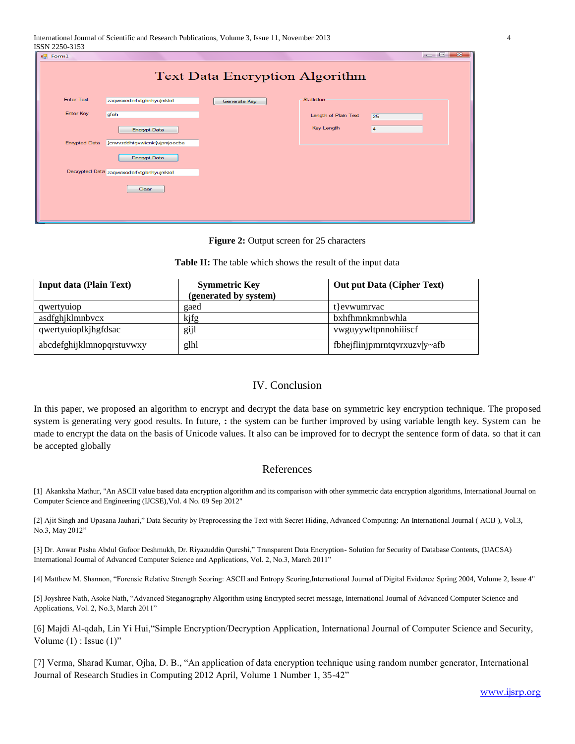**Figure 2:** Output screen for 25 characters

**Table II:** The table which shows the result of the input data

| Input data (Plain Text) | Symmetric Key (generated by system) | Out put Data (Cipher Text) |
|---|---|---|
| qwertyuiop | gaed | t}evwumrvac |
| asdfghjklmnbvcx | kjfg | bxhfhmnkmnbwhla |
| qwertyuioplkjhgfdsac | gijl | vwguyywltpnnohiiiscf |
| abcdefghijklmnopqrstuvwxy | glhl | fbhejflinjpmrntqvrxuzv\|y~afb |

## IV. Conclusion

In this paper, we proposed an algorithm to encrypt and decrypt the data base on symmetric key encryption technique. The proposed system is generating very good results. In future, **:** the system can be further improved by using variable length key. System can be made to encrypt the data on the basis of Unicode values. It also can be improved for to decrypt the sentence form of data. so that it can be accepted globally

## References

[1] Akanksha Mathur, "An ASCII value based data encryption algorithm and its comparison with other symmetric data encryption algorithms, International Journal on Computer Science and Engineering (IJCSE),Vol. 4 No. 09 Sep 2012"

[2] Ajit Singh and Upasana Jauhari," Data Security by Preprocessing the Text with Secret Hiding, Advanced Computing: An International Journal ( ACIJ ), Vol.3, No.3, May 2012"

[3] Dr. Anwar Pasha Abdul Gafoor Deshmukh, Dr. Riyazuddin Qureshi," Transparent Data Encryption- Solution for Security of Database Contents, (IJACSA) International Journal of Advanced Computer Science and Applications, Vol. 2, No.3, March 2011"

[4] Matthew M. Shannon, "Forensic Relative Strength Scoring: ASCII and Entropy Scoring,International Journal of Digital Evidence Spring 2004, Volume 2, Issue 4"

[5] Joyshree Nath, Asoke Nath, "Advanced Steganography Algorithm using Encrypted secret message, International Journal of Advanced Computer Science and Applications, Vol. 2, No.3, March 2011"

[6] Majdi Al-qdah, Lin Yi Hui,"Simple Encryption/Decryption Application, International Journal of Computer Science and Security, Volume (1) : Issue (1)"

[7] Verma, Sharad Kumar, Ojha, D. B., "An application of data encryption technique using random number generator, International Journal of Research Studies in Computing 2012 April, Volume 1 Number 1, 35-42"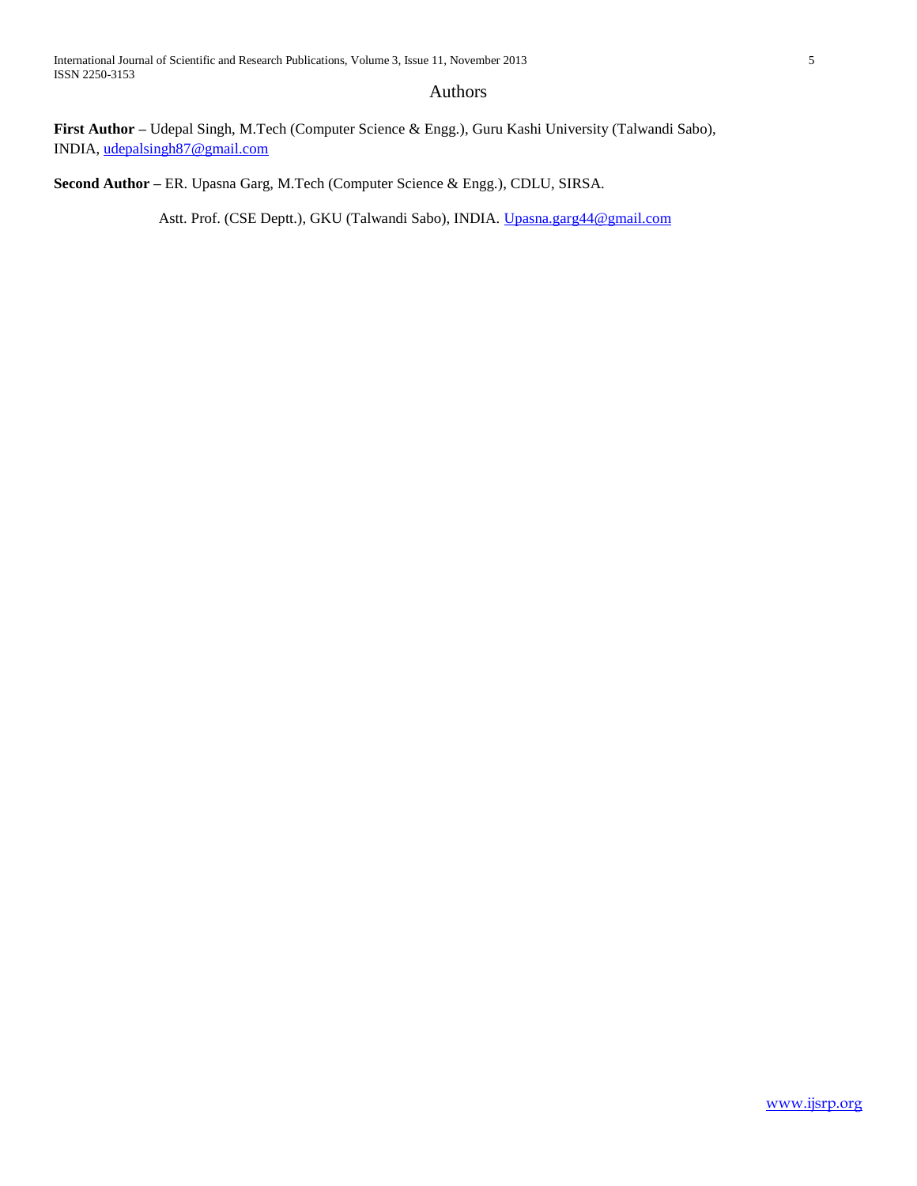## Authors

**First Author** – Udepal Singh, M.Tech (Computer Science & Engg.), Guru Kashi University (Talwandi Sabo), INDIA, udepalsingh87@gmail.com

**Second Author** – ER. Upasna Garg, M.Tech (Computer Science & Engg.), CDLU, SIRSA.

Astt. Prof. (CSE Deptt.), GKU (Talwandi Sabo), INDIA. Upasna.garg44@gmail.com